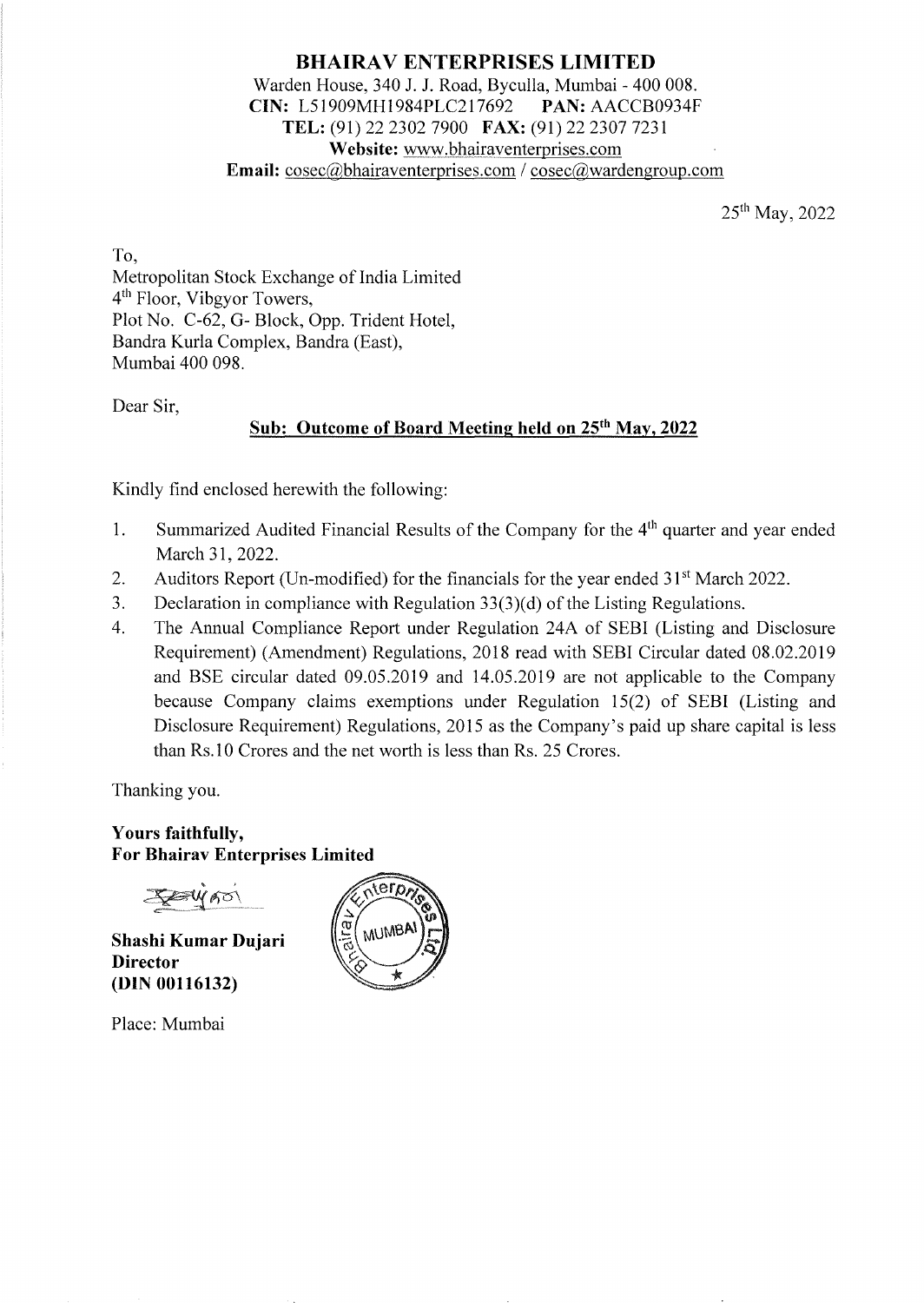# BHAIRAV ENTERPRISES LIMITED

Warden House, 340 J. J. Road, Byculla, Mumbai - 400 008.
**CIN:** L51909MH1984PLC217692 **PAN:** AACCB0934F
**TEL:** (91) 22 2302 7900 **FAX:** (91) 22 2307 7231
**Website:** www.bhairaventerprises.com
**Email:** cosec@bhairaventerprises.com / cosec@wardengroup.com

25th May, 2022

To,
Metropolitan Stock Exchange of India Limited
4th Floor, Vibgyor Towers,
Plot No. C-62, G- Block, Opp. Trident Hotel,
Bandra Kurla Complex, Bandra (East),
Mumbai 400 098.

Dear Sir,

**Sub: Outcome of Board Meeting held on 25th May, 2022**

Kindly find enclosed herewith the following:

1. Summarized Audited Financial Results of the Company for the 4th quarter and year ended March 31, 2022.
2. Auditors Report (Un-modified) for the financials for the year ended 31st March 2022.
3. Declaration in compliance with Regulation 33(3)(d) of the Listing Regulations.
4. The Annual Compliance Report under Regulation 24A of SEBI (Listing and Disclosure Requirement) (Amendment) Regulations, 2018 read with SEBI Circular dated 08.02.2019 and BSE circular dated 09.05.2019 and 14.05.2019 are not applicable to the Company because Company claims exemptions under Regulation 15(2) of SEBI (Listing and Disclosure Requirement) Regulations, 2015 as the Company's paid up share capital is less than Rs.10 Crores and the net worth is less than Rs. 25 Crores.

Thanking you.

**Yours faithfully,**
**For Bhairav Enterprises Limited**

**Shashi Kumar Dujari**
**Director**
**(DIN 00116132)**

Place: Mumbai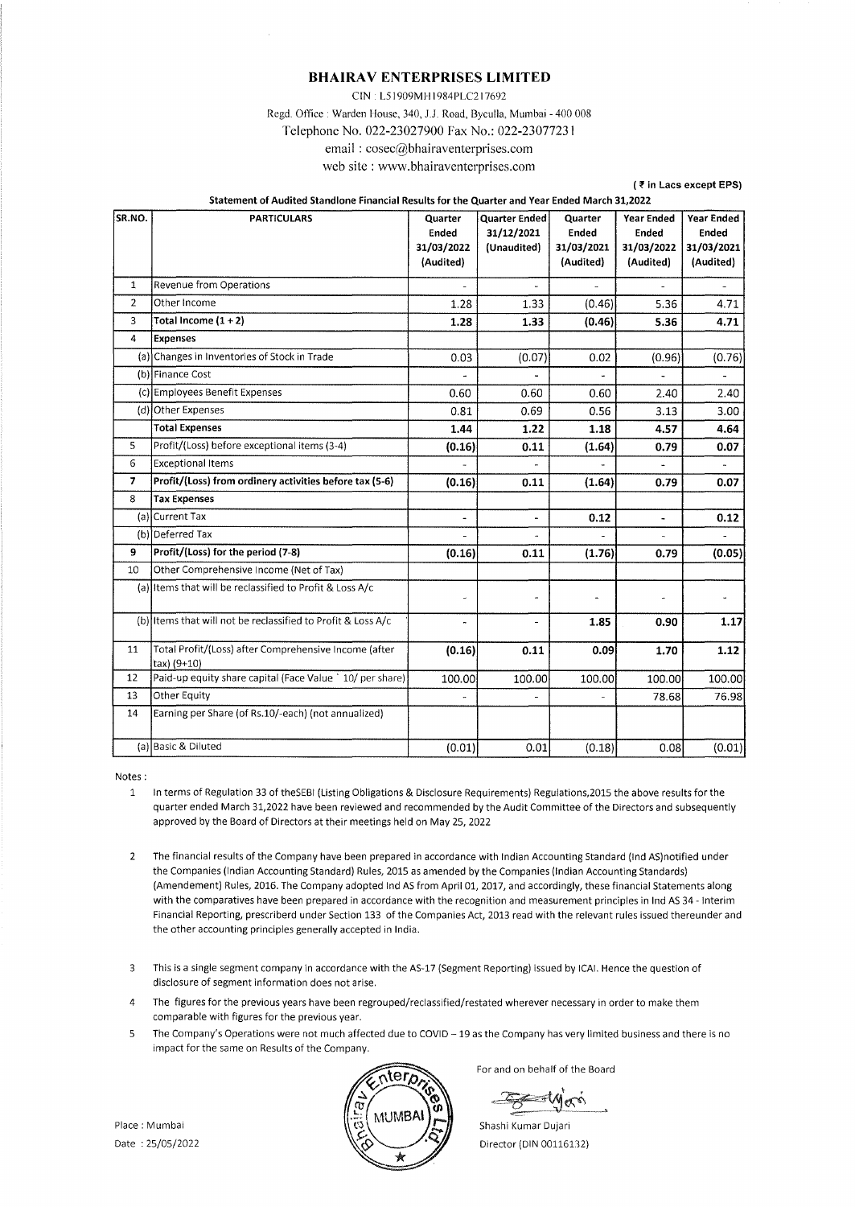# BHAIRAV ENTERPRISES LIMITED

CIN : L51909MH1984PLC217692

Regd. Office : Warden House, 340, J.J. Road, Byculla, Mumbai - 400 008

Telephone No. 022-23027900 Fax No.: 022-23077231

email : cosec@bhairaventerprises.com

web site : www.bhairaventerprises.com

(₹ in Lacs except EPS)

**Statement of Audited Standlone Financial Results for the Quarter and Year Ended March 31,2022**

| SR.NO. | PARTICULARS | Quarter Ended 31/03/2022 (Audited) | Quarter Ended 31/12/2021 (Unaudited) | Quarter Ended 31/03/2021 (Audited) | Year Ended 31/03/2022 (Audited) | Year Ended 31/03/2021 (Audited) |
|---|---|---|---|---|---|---|
| 1 | Revenue from Operations | - | - | - | - | - |
| 2 | Other Income | 1.28 | 1.33 | (0.46) | 5.36 | 4.71 |
| 3 | **Total Income (1 + 2)** | **1.28** | **1.33** | **(0.46)** | **5.36** | **4.71** |
| 4 | **Expenses** | | | | | |
| (a) | Changes in Inventories of Stock in Trade | 0.03 | (0.07) | 0.02 | (0.96) | (0.76) |
| (b) | Finance Cost | - | - | - | - | - |
| (c) | Employees Benefit Expenses | 0.60 | 0.60 | 0.60 | 2.40 | 2.40 |
| (d) | Other Expenses | 0.81 | 0.69 | 0.56 | 3.13 | 3.00 |
| | **Total Expenses** | **1.44** | **1.22** | **1.18** | **4.57** | **4.64** |
| 5 | Profit/(Loss) before exceptional items (3-4) | **(0.16)** | **0.11** | **(1.64)** | **0.79** | **0.07** |
| 6 | Exceptional Items | - | - | - | - | - |
| 7 | **Profit/(Loss) from ordinery activities before tax (5-6)** | **(0.16)** | **0.11** | **(1.64)** | **0.79** | **0.07** |
| 8 | **Tax Expenses** | | | | | |
| (a) | Current Tax | - | - | **0.12** | - | **0.12** |
| (b) | Deferred Tax | - | - | - | - | - |
| 9 | **Profit/(Loss) for the period (7-8)** | **(0.16)** | **0.11** | **(1.76)** | **0.79** | **(0.05)** |
| 10 | Other Comprehensive Income (Net of Tax) | | | | | |
| (a) | Items that will be reclassified to Profit & Loss A/c | - | - | - | - | - |
| (b) | Items that will not be reclassified to Profit & Loss A/c | - | - | **1.85** | **0.90** | **1.17** |
| 11 | Total Profit/(Loss) after Comprehensive Income (after tax) (9+10) | **(0.16)** | **0.11** | **0.09** | **1.70** | **1.12** |
| 12 | Paid-up equity share capital (Face Value ` 10/ per share) | 100.00 | 100.00 | 100.00 | 100.00 | 100.00 |
| 13 | Other Equity | - | - | - | 78.68 | 76.98 |
| 14 | Earning per Share (of Rs.10/-each) (not annualized) | | | | | |
| (a) | Basic & Diluted | (0.01) | 0.01 | (0.18) | 0.08 | (0.01) |

Notes :

1. In terms of Regulation 33 of theSEBI (Listing Obligations & Disclosure Requirements) Regulations,2015 the above results for the quarter ended March 31,2022 have been reviewed and recommended by the Audit Committee of the Directors and subsequently approved by the Board of Directors at their meetings held on May 25, 2022

2. The financial results of the Company have been prepared in accordance with Indian Accounting Standard (Ind AS)notified under the Companies (Indian Accounting Standard) Rules, 2015 as amended by the Companies (Indian Accounting Standards) (Amendement) Rules, 2016. The Company adopted Ind AS from April 01, 2017, and accordingly, these financial Statements along with the comparatives have been prepared in accordance with the recognition and measurement principles in Ind AS 34 - Interim Financial Reporting, prescriberd under Section 133 of the Companies Act, 2013 read with the relevant rules issued thereunder and the other accounting principles generally accepted in India.

3. This is a single segment company in accordance with the AS-17 (Segment Reporting) issued by ICAI. Hence the question of disclosure of segment information does not arise.

4. The figures for the previous years have been regrouped/reclassified/restated wherever necessary in order to make them comparable with figures for the previous year.

5. The Company's Operations were not much affected due to COVID – 19 as the Company has very limited business and there is no impact for the same on Results of the Company.

For and on behalf of the Board

Shashi Kumar Dujari
Director (DIN 00116132)

Place : Mumbai
Date : 25/05/2022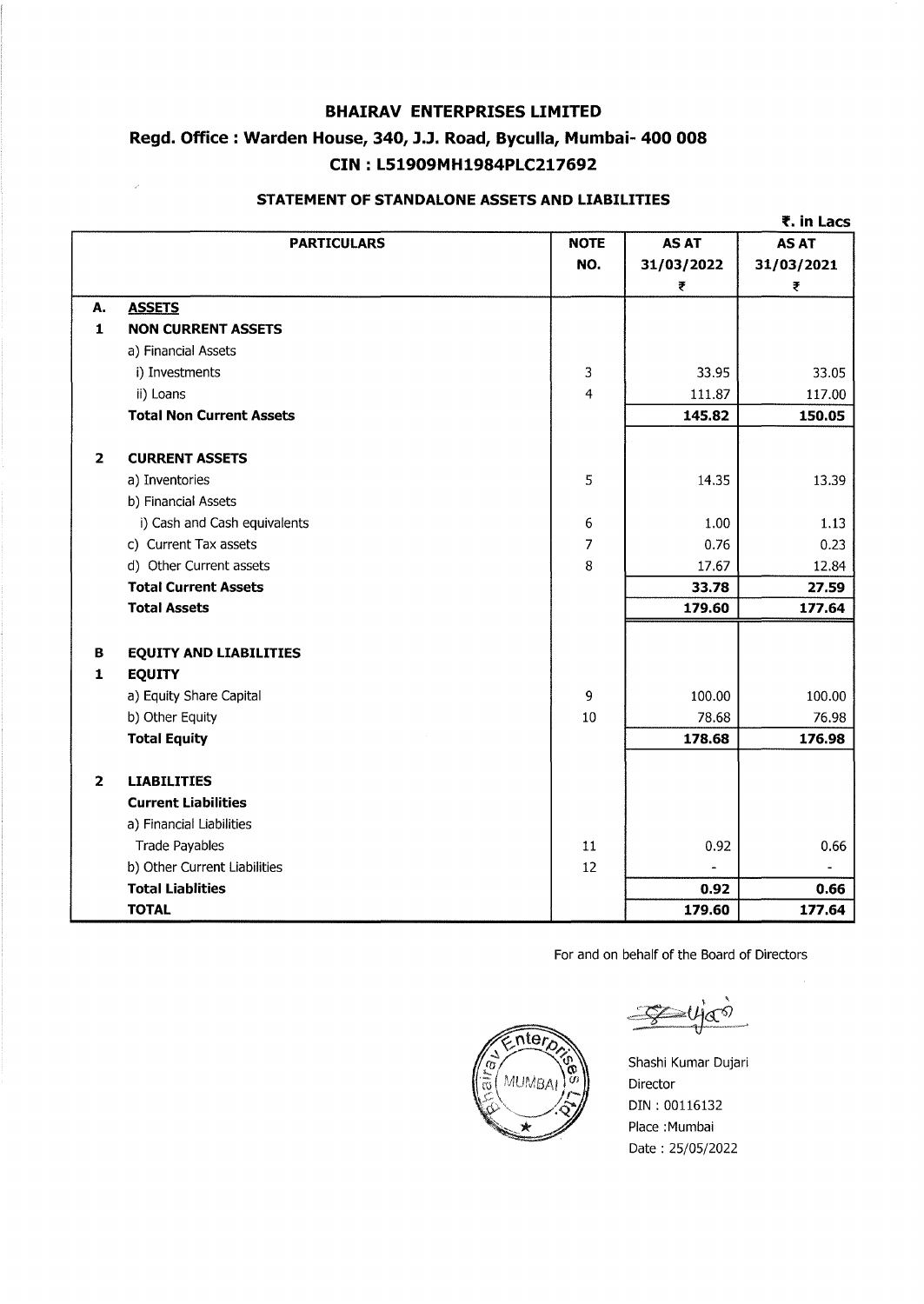# BHAIRAV ENTERPRISES LIMITED

## Regd. Office : Warden House, 340, J.J. Road, Byculla, Mumbai- 400 008

## CIN : L51909MH1984PLC217692

### STATEMENT OF STANDALONE ASSETS AND LIABILITIES

₹. in Lacs

| | PARTICULARS | NOTE NO. | AS AT 31/03/2022 ₹ | AS AT 31/03/2021 ₹ |
|---|---|---|---|---|
| A. | **ASSETS** | | | |
| 1 | **NON CURRENT ASSETS** | | | |
| | a) Financial Assets | | | |
| | i) Investments | 3 | 33.95 | 33.05 |
| | ii) Loans | 4 | 111.87 | 117.00 |
| | **Total Non Current Assets** | | **145.82** | **150.05** |
| 2 | **CURRENT ASSETS** | | | |
| | a) Inventories | 5 | 14.35 | 13.39 |
| | b) Financial Assets | | | |
| | i) Cash and Cash equivalents | 6 | 1.00 | 1.13 |
| | c) Current Tax assets | 7 | 0.76 | 0.23 |
| | d) Other Current assets | 8 | 17.67 | 12.84 |
| | **Total Current Assets** | | **33.78** | **27.59** |
| | **Total Assets** | | **179.60** | **177.64** |
| B | **EQUITY AND LIABILITIES** | | | |
| 1 | **EQUITY** | | | |
| | a) Equity Share Capital | 9 | 100.00 | 100.00 |
| | b) Other Equity | 10 | 78.68 | 76.98 |
| | **Total Equity** | | **178.68** | **176.98** |
| 2 | **LIABILITIES** | | | |
| | **Current Liabilities** | | | |
| | a) Financial Liabilities | | | |
| | Trade Payables | 11 | 0.92 | 0.66 |
| | b) Other Current Liabilities | 12 | - | - |
| | **Total Liablities** | | **0.92** | **0.66** |
| | **TOTAL** | | **179.60** | **177.64** |

For and on behalf of the Board of Directors

Shashi Kumar Dujari
Director
DIN : 00116132
Place :Mumbai
Date : 25/05/2022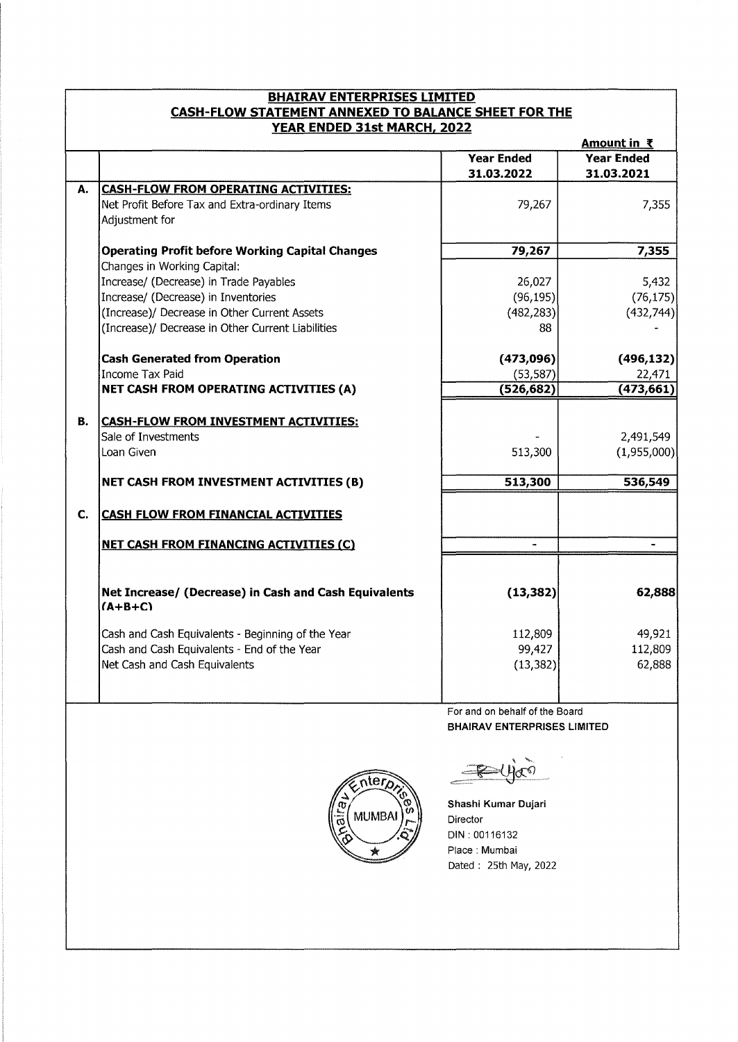## BHAIRAV ENTERPRISES LIMITED

## CASH-FLOW STATEMENT ANNEXED TO BALANCE SHEET FOR THE YEAR ENDED 31st MARCH, 2022

**Amount in ₹**

| | | Year Ended 31.03.2022 | Year Ended 31.03.2021 |
|---|---|---|---|
| **A.** | **CASH-FLOW FROM OPERATING ACTIVITIES:** | | |
| | Net Profit Before Tax and Extra-ordinary Items | 79,267 | 7,355 |
| | Adjustment for | | |
| | **Operating Profit before Working Capital Changes** | **79,267** | **7,355** |
| | Changes in Working Capital: | | |
| | Increase/ (Decrease) in Trade Payables | 26,027 | 5,432 |
| | Increase/ (Decrease) in Inventories | (96,195) | (76,175) |
| | (Increase)/ Decrease in Other Current Assets | (482,283) | (432,744) |
| | (Increase)/ Decrease in Other Current Liabilities | 88 | - |
| | **Cash Generated from Operation** | **(473,096)** | **(496,132)** |
| | Income Tax Paid | (53,587) | 22,471 |
| | **NET CASH FROM OPERATING ACTIVITIES (A)** | **(526,682)** | **(473,661)** |
| **B.** | **CASH-FLOW FROM INVESTMENT ACTIVITIES:** | | |
| | Sale of Investments | - | 2,491,549 |
| | Loan Given | 513,300 | (1,955,000) |
| | **NET CASH FROM INVESTMENT ACTIVITIES (B)** | **513,300** | **536,549** |
| **C.** | **CASH FLOW FROM FINANCIAL ACTIVITIES** | | |
| | **NET CASH FROM FINANCING ACTIVITIES (C)** | **-** | **-** |
| | **Net Increase/ (Decrease) in Cash and Cash Equivalents (A+B+C)** | **(13,382)** | **62,888** |
| | Cash and Cash Equivalents - Beginning of the Year | 112,809 | 49,921 |
| | Cash and Cash Equivalents - End of the Year | 99,427 | 112,809 |
| | Net Cash and Cash Equivalents | (13,382) | 62,888 |

For and on behalf of the Board
**BHAIRAV ENTERPRISES LIMITED**

**Shashi Kumar Dujari**
Director
DIN : 00116132
Place : Mumbai
Dated : 25th May, 2022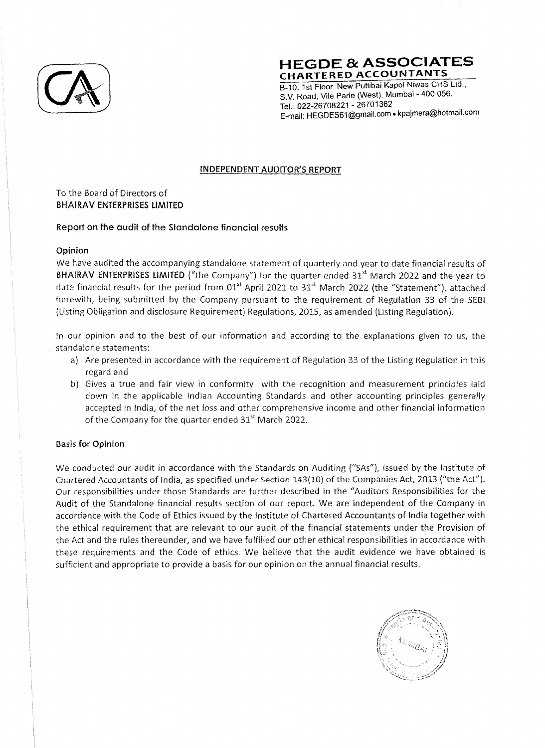# HEGDE & ASSOCIATES
**CHARTERED ACCOUNTANTS**

B-10, 1st Floor, New Putlibai Kapol Niwas CHS Ltd.,
S.V. Road, Vile Parle (West), Mumbai - 400 056.
Tel.: 022-26708221 - 26701362
E-mail: HEGDES61@gmail.com • kpajmera@hotmail.com

## INDEPENDENT AUDITOR'S REPORT

To the Board of Directors of
**BHAIRAV ENTERPRISES LIMITED**

### Report on the audit of the Standalone financial results

### Opinion

We have audited the accompanying standalone statement of quarterly and year to date financial results of **BHAIRAV ENTERPRISES LIMITED** ("the Company") for the quarter ended 31st March 2022 and the year to date financial results for the period from 01st April 2021 to 31st March 2022 (the "Statement"), attached herewith, being submitted by the Company pursuant to the requirement of Regulation 33 of the SEBI (Listing Obligation and disclosure Requirement) Regulations, 2015, as amended (Listing Regulation).

In our opinion and to the best of our information and according to the explanations given to us, the standalone statements:

a) Are presented in accordance with the requirement of Regulation 33 of the Listing Regulation in this regard and
b) Gives a true and fair view in conformity with the recognition and measurement principles laid down in the applicable Indian Accounting Standards and other accounting principles generally accepted in India, of the net loss and other comprehensive income and other financial information of the Company for the quarter ended 31st March 2022.

### Basis for Opinion

We conducted our audit in accordance with the Standards on Auditing ("SAs"), issued by the Institute of Chartered Accountants of India, as specified under Section 143(10) of the Companies Act, 2013 ("the Act"). Our responsibilities under those Standards are further described in the "Auditors Responsibilities for the Audit of the Standalone financial results section of our report. We are independent of the Company in accordance with the Code of Ethics issued by the Institute of Chartered Accountants of India together with the ethical requirement that are relevant to our audit of the financial statements under the Provision of the Act and the rules thereunder, and we have fulfilled our other ethical responsibilities in accordance with these requirements and the Code of ethics. We believe that the audit evidence we have obtained is sufficient and appropriate to provide a basis for our opinion on the annual financial results.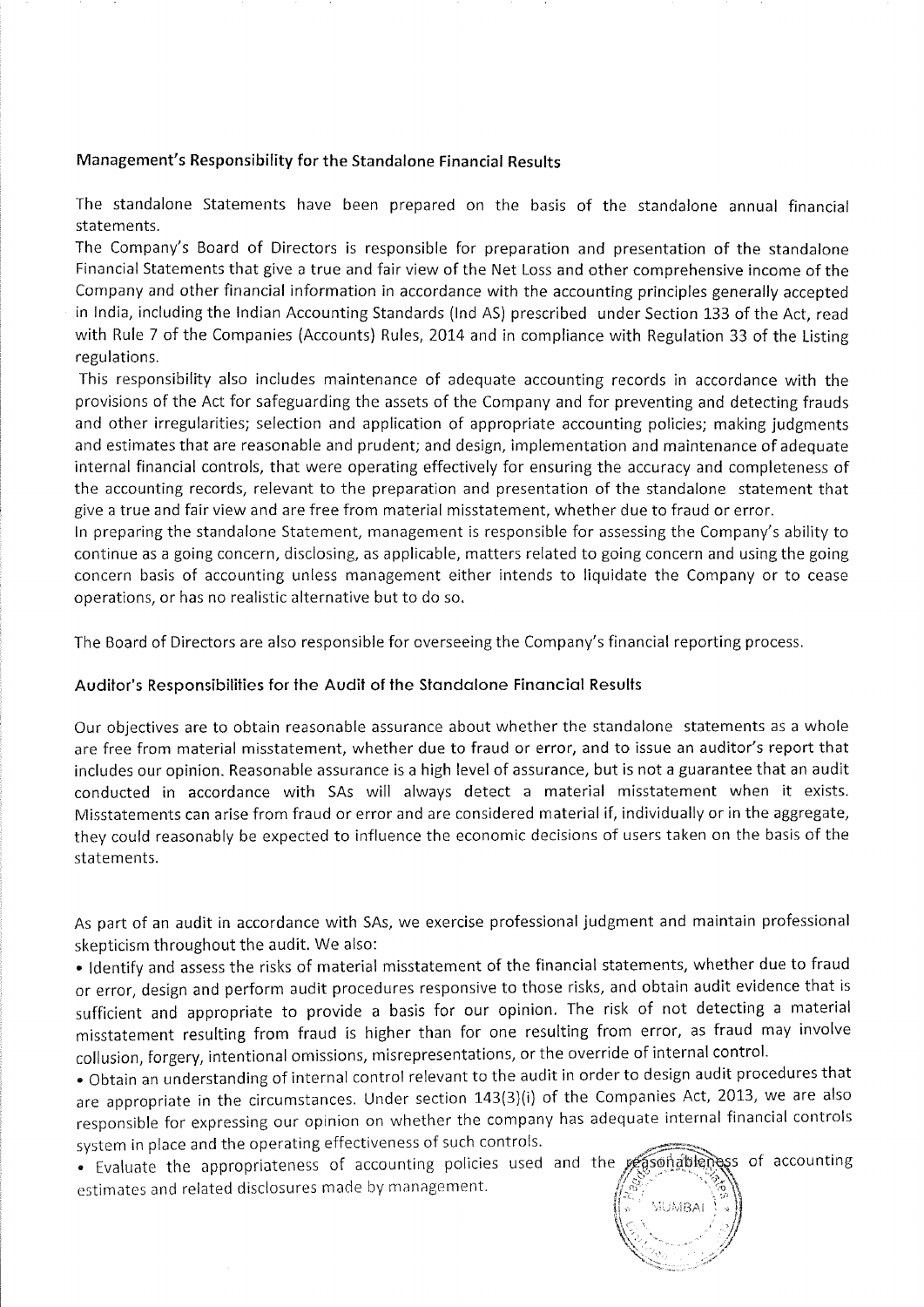## Management's Responsibility for the Standalone Financial Results

The standalone Statements have been prepared on the basis of the standalone annual financial statements.

The Company's Board of Directors is responsible for preparation and presentation of the standalone Financial Statements that give a true and fair view of the Net Loss and other comprehensive income of the Company and other financial information in accordance with the accounting principles generally accepted in India, including the Indian Accounting Standards (Ind AS) prescribed under Section 133 of the Act, read with Rule 7 of the Companies (Accounts) Rules, 2014 and in compliance with Regulation 33 of the Listing regulations.

This responsibility also includes maintenance of adequate accounting records in accordance with the provisions of the Act for safeguarding the assets of the Company and for preventing and detecting frauds and other irregularities; selection and application of appropriate accounting policies; making judgments and estimates that are reasonable and prudent; and design, implementation and maintenance of adequate internal financial controls, that were operating effectively for ensuring the accuracy and completeness of the accounting records, relevant to the preparation and presentation of the standalone statement that give a true and fair view and are free from material misstatement, whether due to fraud or error.

In preparing the standalone Statement, management is responsible for assessing the Company's ability to continue as a going concern, disclosing, as applicable, matters related to going concern and using the going concern basis of accounting unless management either intends to liquidate the Company or to cease operations, or has no realistic alternative but to do so.

The Board of Directors are also responsible for overseeing the Company's financial reporting process.

## Auditor's Responsibilities for the Audit of the Standalone Financial Results

Our objectives are to obtain reasonable assurance about whether the standalone statements as a whole are free from material misstatement, whether due to fraud or error, and to issue an auditor's report that includes our opinion. Reasonable assurance is a high level of assurance, but is not a guarantee that an audit conducted in accordance with SAs will always detect a material misstatement when it exists. Misstatements can arise from fraud or error and are considered material if, individually or in the aggregate, they could reasonably be expected to influence the economic decisions of users taken on the basis of the statements.

As part of an audit in accordance with SAs, we exercise professional judgment and maintain professional skepticism throughout the audit. We also:

- Identify and assess the risks of material misstatement of the financial statements, whether due to fraud or error, design and perform audit procedures responsive to those risks, and obtain audit evidence that is sufficient and appropriate to provide a basis for our opinion. The risk of not detecting a material misstatement resulting from fraud is higher than for one resulting from error, as fraud may involve collusion, forgery, intentional omissions, misrepresentations, or the override of internal control.
- Obtain an understanding of internal control relevant to the audit in order to design audit procedures that are appropriate in the circumstances. Under section 143(3)(i) of the Companies Act, 2013, we are also responsible for expressing our opinion on whether the company has adequate internal financial controls system in place and the operating effectiveness of such controls.
- Evaluate the appropriateness of accounting policies used and the reasonableness of accounting estimates and related disclosures made by management.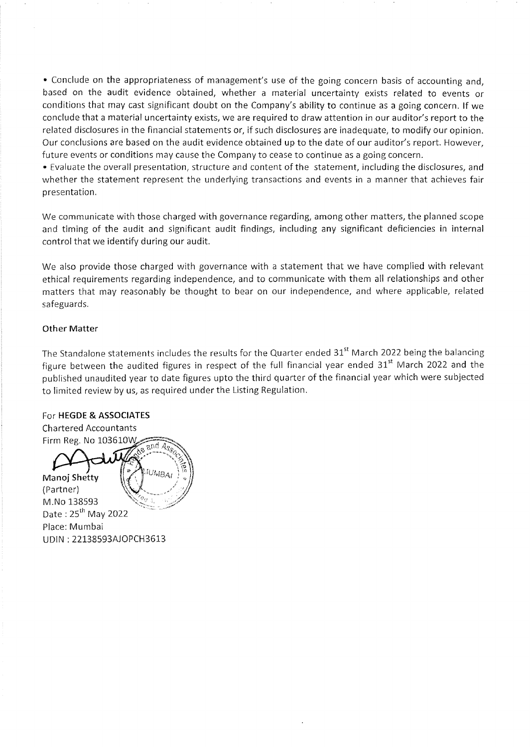- Conclude on the appropriateness of management's use of the going concern basis of accounting and, based on the audit evidence obtained, whether a material uncertainty exists related to events or conditions that may cast significant doubt on the Company's ability to continue as a going concern. If we conclude that a material uncertainty exists, we are required to draw attention in our auditor's report to the related disclosures in the financial statements or, if such disclosures are inadequate, to modify our opinion. Our conclusions are based on the audit evidence obtained up to the date of our auditor's report. However, future events or conditions may cause the Company to cease to continue as a going concern.
- Evaluate the overall presentation, structure and content of the statement, including the disclosures, and whether the statement represent the underlying transactions and events in a manner that achieves fair presentation.

We communicate with those charged with governance regarding, among other matters, the planned scope and timing of the audit and significant audit findings, including any significant deficiencies in internal control that we identify during our audit.

We also provide those charged with governance with a statement that we have complied with relevant ethical requirements regarding independence, and to communicate with them all relationships and other matters that may reasonably be thought to bear on our independence, and where applicable, related safeguards.

**Other Matter**

The Standalone statements includes the results for the Quarter ended 31st March 2022 being the balancing figure between the audited figures in respect of the full financial year ended 31st March 2022 and the published unaudited year to date figures upto the third quarter of the financial year which were subjected to limited review by us, as required under the Listing Regulation.

For **HEGDE & ASSOCIATES**
Chartered Accountants
Firm Reg. No 103610W

**Manoj Shetty**
(Partner)
M.No 138593
Date : 25th May 2022
Place: Mumbai
UDIN : 22138593AJOPCH3613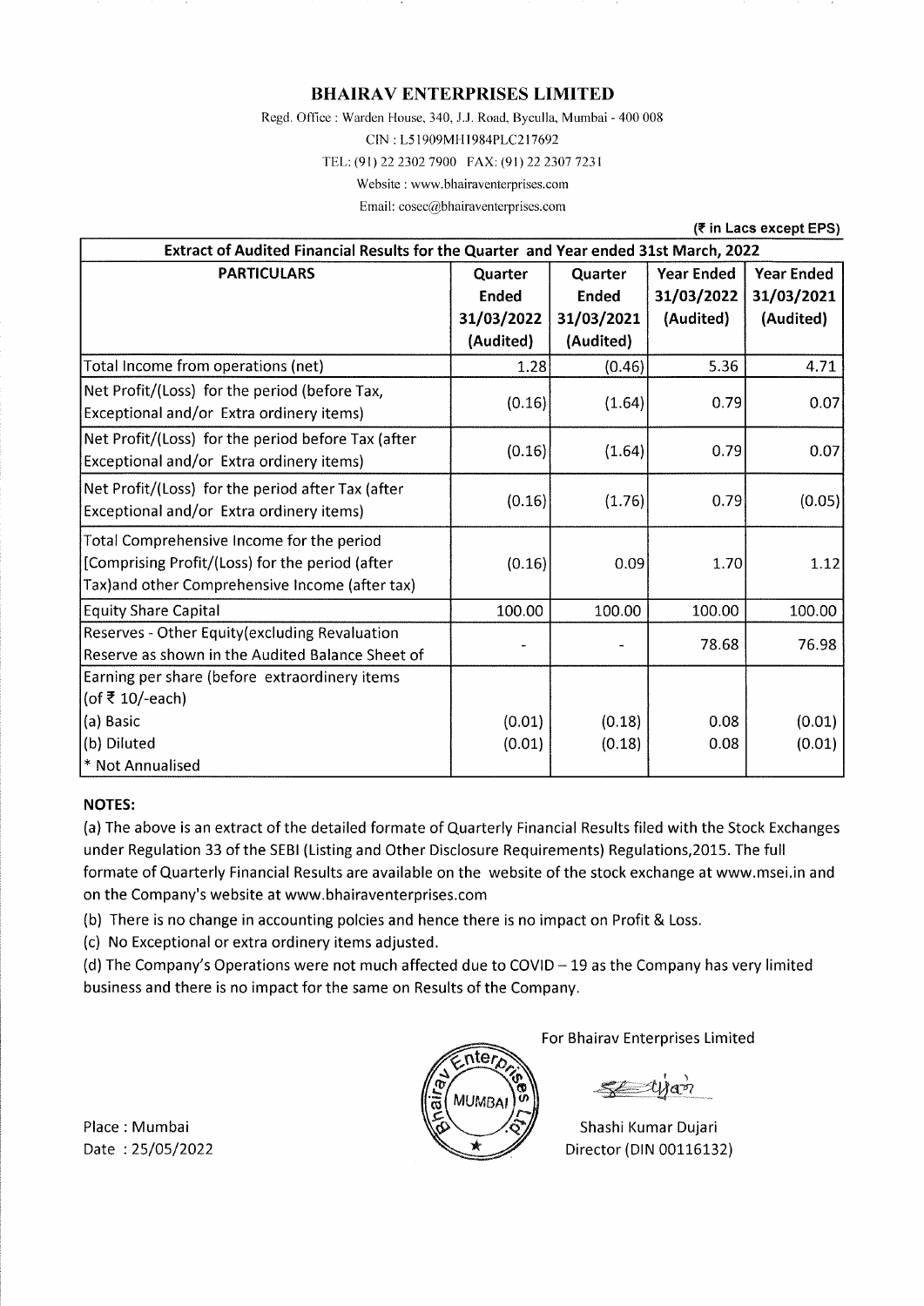# BHAIRAV ENTERPRISES LIMITED

Regd. Office : Warden House, 340, J.J. Road, Byculla, Mumbai - 400 008

CIN : L51909MH1984PLC217692

TEL: (91) 22 2302 7900 FAX: (91) 22 2307 7231

Website : www.bhairaventerprises.com

Email: cosec@bhairaventerprises.com

(₹ in Lacs except EPS)

| Extract of Audited Financial Results for the Quarter and Year ended 31st March, 2022 | | | | |
|---|---|---|---|---|
| **PARTICULARS** | **Quarter Ended 31/03/2022 (Audited)** | **Quarter Ended 31/03/2021 (Audited)** | **Year Ended 31/03/2022 (Audited)** | **Year Ended 31/03/2021 (Audited)** |
| Total Income from operations (net) | 1.28 | (0.46) | 5.36 | 4.71 |
| Net Profit/(Loss) for the period (before Tax, Exceptional and/or Extra ordinery items) | (0.16) | (1.64) | 0.79 | 0.07 |
| Net Profit/(Loss) for the period before Tax (after Exceptional and/or Extra ordinery items) | (0.16) | (1.64) | 0.79 | 0.07 |
| Net Profit/(Loss) for the period after Tax (after Exceptional and/or Extra ordinery items) | (0.16) | (1.76) | 0.79 | (0.05) |
| Total Comprehensive Income for the period [Comprising Profit/(Loss) for the period (after Tax)and other Comprehensive Income (after tax) | (0.16) | 0.09 | 1.70 | 1.12 |
| Equity Share Capital | 100.00 | 100.00 | 100.00 | 100.00 |
| Reserves - Other Equity(excluding Revaluation Reserve as shown in the Audited Balance Sheet of | - | - | 78.68 | 76.98 |
| Earning per share (before extraordinery items (of ₹ 10/-each) | | | | |
| (a) Basic | (0.01) | (0.18) | 0.08 | (0.01) |
| (b) Diluted | (0.01) | (0.18) | 0.08 | (0.01) |
| * Not Annualised | | | | |

**NOTES:**

(a) The above is an extract of the detailed formate of Quarterly Financial Results filed with the Stock Exchanges under Regulation 33 of the SEBI (Listing and Other Disclosure Requirements) Regulations,2015. The full formate of Quarterly Financial Results are available on the website of the stock exchange at www.msei.in and on the Company's website at www.bhairaventerprises.com

(b) There is no change in accounting polcies and hence there is no impact on Profit & Loss.

(c) No Exceptional or extra ordinery items adjusted.

(d) The Company's Operations were not much affected due to COVID – 19 as the Company has very limited business and there is no impact for the same on Results of the Company.

For Bhairav Enterprises Limited

Shashi Kumar Dujari
Director (DIN 00116132)

Place : Mumbai
Date : 25/05/2022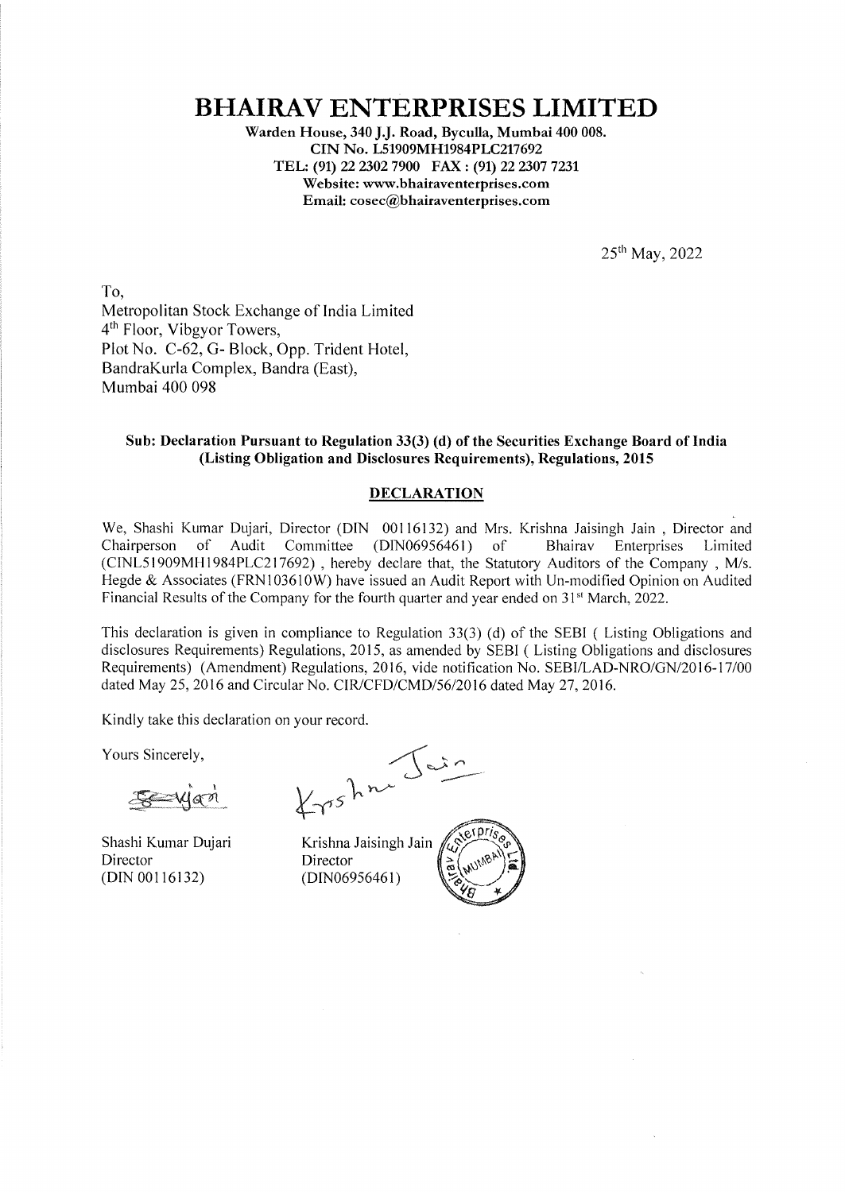# BHAIRAV ENTERPRISES LIMITED

**Warden House, 340 J.J. Road, Byculla, Mumbai 400 008.**
**CIN No. L51909MH1984PLC217692**
**TEL: (91) 22 2302 7900 FAX : (91) 22 2307 7231**
**Website: www.bhairaventerprises.com**
**Email: cosec@bhairaventerprises.com**

25th May, 2022

To,
Metropolitan Stock Exchange of India Limited
4th Floor, Vibgyor Towers,
Plot No. C-62, G- Block, Opp. Trident Hotel,
BandraKurla Complex, Bandra (East),
Mumbai 400 098

**Sub: Declaration Pursuant to Regulation 33(3) (d) of the Securities Exchange Board of India (Listing Obligation and Disclosures Requirements), Regulations, 2015**

**<u>DECLARATION</u>**

We, Shashi Kumar Dujari, Director (DIN 00116132) and Mrs. Krishna Jaisingh Jain , Director and Chairperson of Audit Committee (DIN06956461) of Bhairav Enterprises Limited (CINL51909MH1984PLC217692) , hereby declare that, the Statutory Auditors of the Company , M/s. Hegde & Associates (FRN103610W) have issued an Audit Report with Un-modified Opinion on Audited Financial Results of the Company for the fourth quarter and year ended on 31st March, 2022.

This declaration is given in compliance to Regulation 33(3) (d) of the SEBI ( Listing Obligations and disclosures Requirements) Regulations, 2015, as amended by SEBI ( Listing Obligations and disclosures Requirements) (Amendment) Regulations, 2016, vide notification No. SEBI/LAD-NRO/GN/2016-17/00 dated May 25, 2016 and Circular No. CIR/CFD/CMD/56/2016 dated May 27, 2016.

Kindly take this declaration on your record.

Yours Sincerely,

| | |
|---|---|
| Shashi Kumar Dujari | Krishna Jaisingh Jain |
| Director | Director |
| (DIN 00116132) | (DIN06956461) |